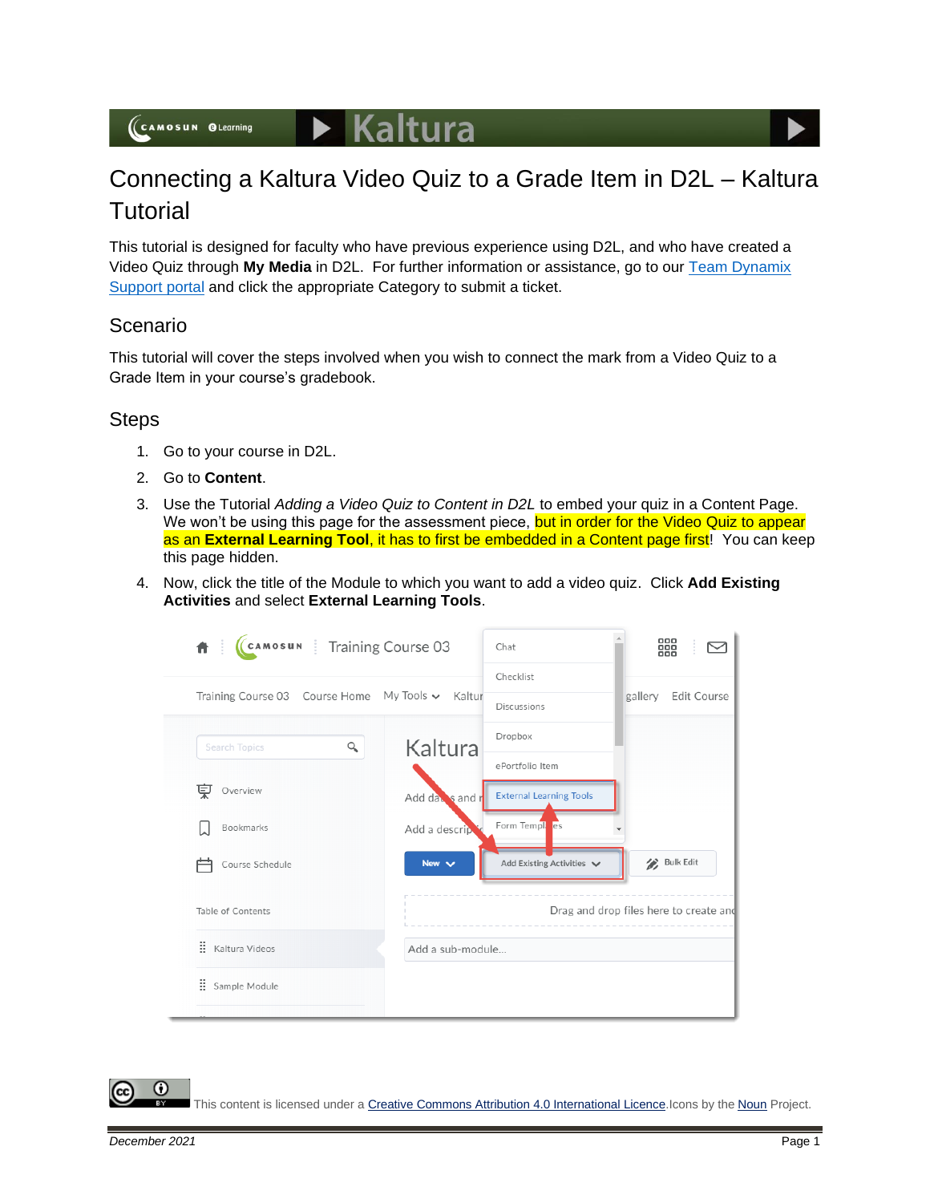# Connecting a Kaltura Video Quiz to a Grade Item in D2L – Kaltura Tutorial

This tutorial is designed for faculty who have previous experience using D2L, and who have created a Video Quiz through **My Media** in D2L. For further information or assistance, go to our Team Dynamix Support portal and click the appropriate Category to submit a ticket.

## Scenario

This tutorial will cover the steps involved when you wish to connect the mark from a Video Quiz to a Grade Item in your course's gradebook.

## Steps

1. Go to your course in D2L.
2. Go to **Content**.
3. Use the Tutorial *Adding a Video Quiz to Content in D2L* to embed your quiz in a Content Page. We won't be using this page for the assessment piece, but in order for the Video Quiz to appear as an **External Learning Tool**, it has to first be embedded in a Content page first! You can keep this page hidden.
4. Now, click the title of the Module to which you want to add a video quiz. Click **Add Existing Activities** and select **External Learning Tools**.

This content is licensed under a Creative Commons Attribution 4.0 International Licence. Icons by the Noun Project.

*December 2021*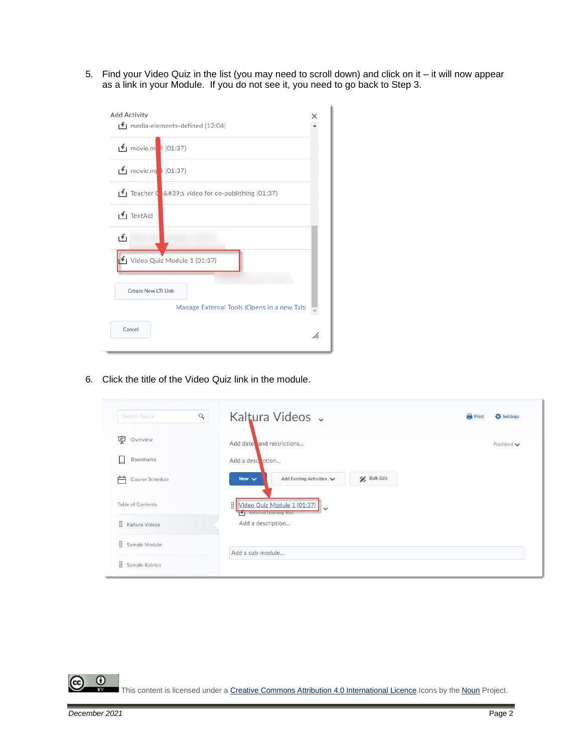5. Find your Video Quiz in the list (you may need to scroll down) and click on it – it will now appear as a link in your Module. If you do not see it, you need to go back to Step 3.

6. Click the title of the Video Quiz link in the module.

This content is licensed under a Creative Commons Attribution 4.0 International Licence. Icons by the Noun Project.

December 2021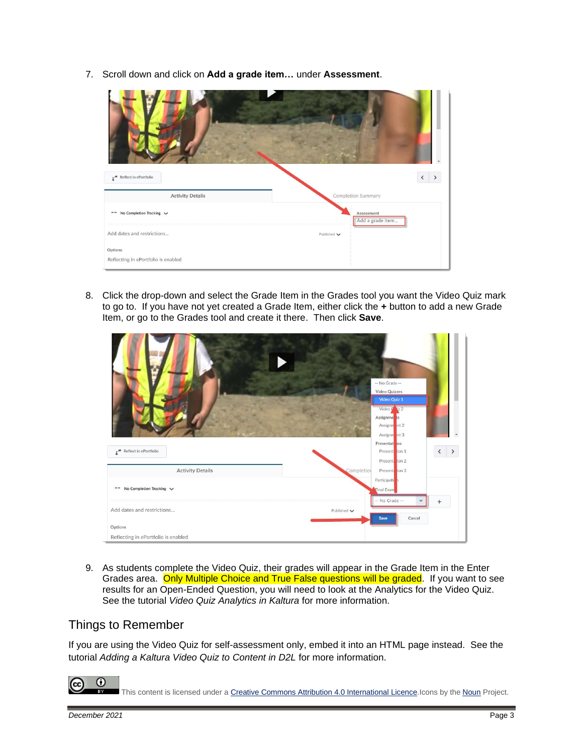7. Scroll down and click on **Add a grade item…** under **Assessment**.

8. Click the drop-down and select the Grade Item in the Grades tool you want the Video Quiz mark to go to. If you have not yet created a Grade Item, either click the **+** button to add a new Grade Item, or go to the Grades tool and create it there. Then click **Save**.

9. As students complete the Video Quiz, their grades will appear in the Grade Item in the Enter Grades area. Only Multiple Choice and True False questions will be graded. If you want to see results for an Open-Ended Question, you will need to look at the Analytics for the Video Quiz. See the tutorial *Video Quiz Analytics in Kaltura* for more information.

## Things to Remember

If you are using the Video Quiz for self-assessment only, embed it into an HTML page instead. See the tutorial *Adding a Kaltura Video Quiz to Content in D2L* for more information.

This content is licensed under a Creative Commons Attribution 4.0 International Licence. Icons by the Noun Project.